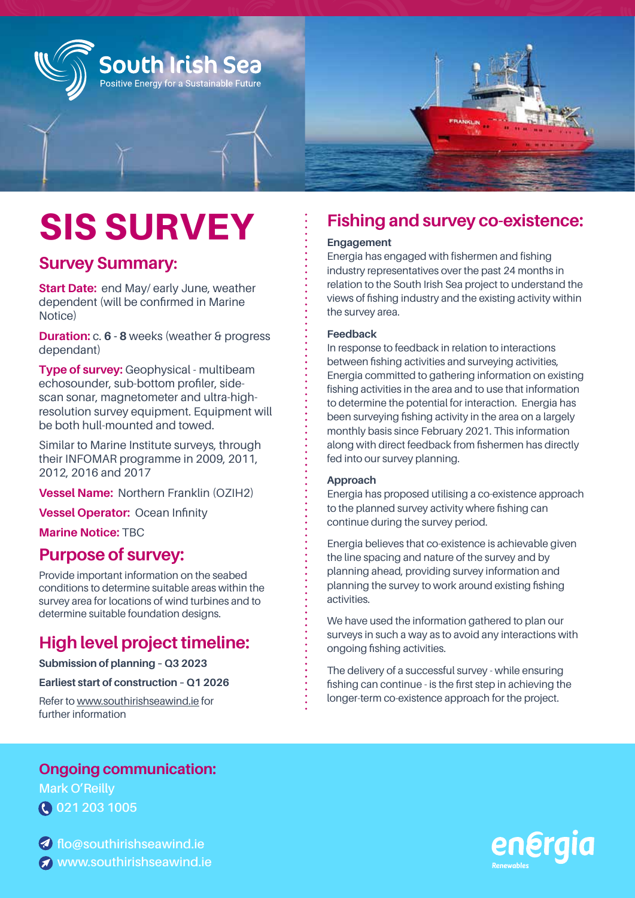South Irish Sea

Positive Energy for a Sustainable Future

# SIS SURVEY

## Survey Summary:

**Start Date:** end May/ early June, weather dependent (will be confirmed in Marine Notice)

**Duration:** c. **6** - **8** weeks (weather & progress dependant)

**Type of survey:** Geophysical - multibeam echosounder, sub-bottom profiler, side-scan sonar, magnetometer and ultra-high-resolution survey equipment. Equipment will be both hull-mounted and towed.

Similar to Marine Institute surveys, through their INFOMAR programme in 2009, 2011, 2012, 2016 and 2017

**Vessel Name:** Northern Franklin (OZIH2)

**Vessel Operator:** Ocean Infinity

**Marine Notice:** TBC

## Purpose of survey:

Provide important information on the seabed conditions to determine suitable areas within the survey area for locations of wind turbines and to determine suitable foundation designs.

## High level project timeline:

**Submission of planning – Q3 2023**

**Earliest start of construction – Q1 2026**

Refer to www.southirishseawind.ie for further information

## Fishing and survey co-existence:

**Engagement**

Energia has engaged with fishermen and fishing industry representatives over the past 24 months in relation to the South Irish Sea project to understand the views of fishing industry and the existing activity within the survey area.

**Feedback**

In response to feedback in relation to interactions between fishing activities and surveying activities, Energia committed to gathering information on existing fishing activities in the area and to use that information to determine the potential for interaction. Energia has been surveying fishing activity in the area on a largely monthly basis since February 2021. This information along with direct feedback from fishermen has directly fed into our survey planning.

**Approach**

Energia has proposed utilising a co-existence approach to the planned survey activity where fishing can continue during the survey period.

Energia believes that co-existence is achievable given the line spacing and nature of the survey and by planning ahead, providing survey information and planning the survey to work around existing fishing activities.

We have used the information gathered to plan our surveys in such a way as to avoid any interactions with ongoing fishing activities.

The delivery of a successful survey - while ensuring fishing can continue - is the first step in achieving the longer-term co-existence approach for the project.

## Ongoing communication:

Mark O'Reilly

021 203 1005

flo@southirishseawind.ie

www.southirishseawind.ie

energia Renewables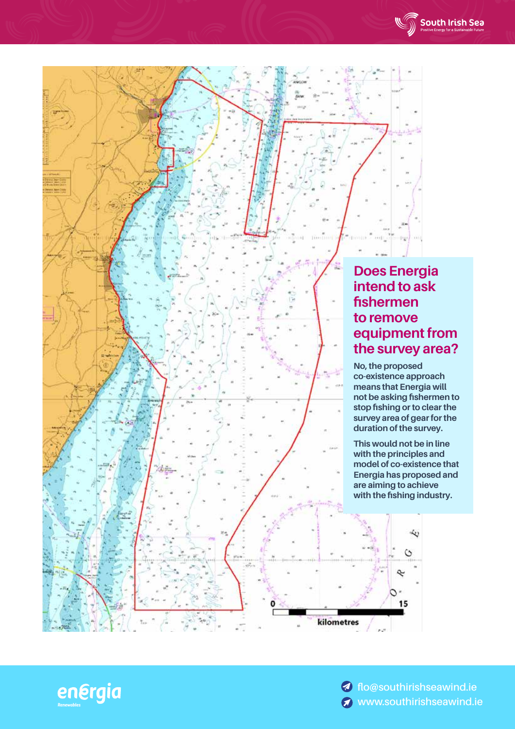## Does Energia intend to ask fishermen to remove equipment from the survey area?

No, the proposed co-existence approach means that Energia will not be asking fishermen to stop fishing or to clear the survey area of gear for the duration of the survey.

This would not be in line with the principles and model of co-existence that Energia has proposed and are aiming to achieve with the fishing industry.

0 15
kilometres

flo@southirishseawind.ie
www.southirishseawind.ie